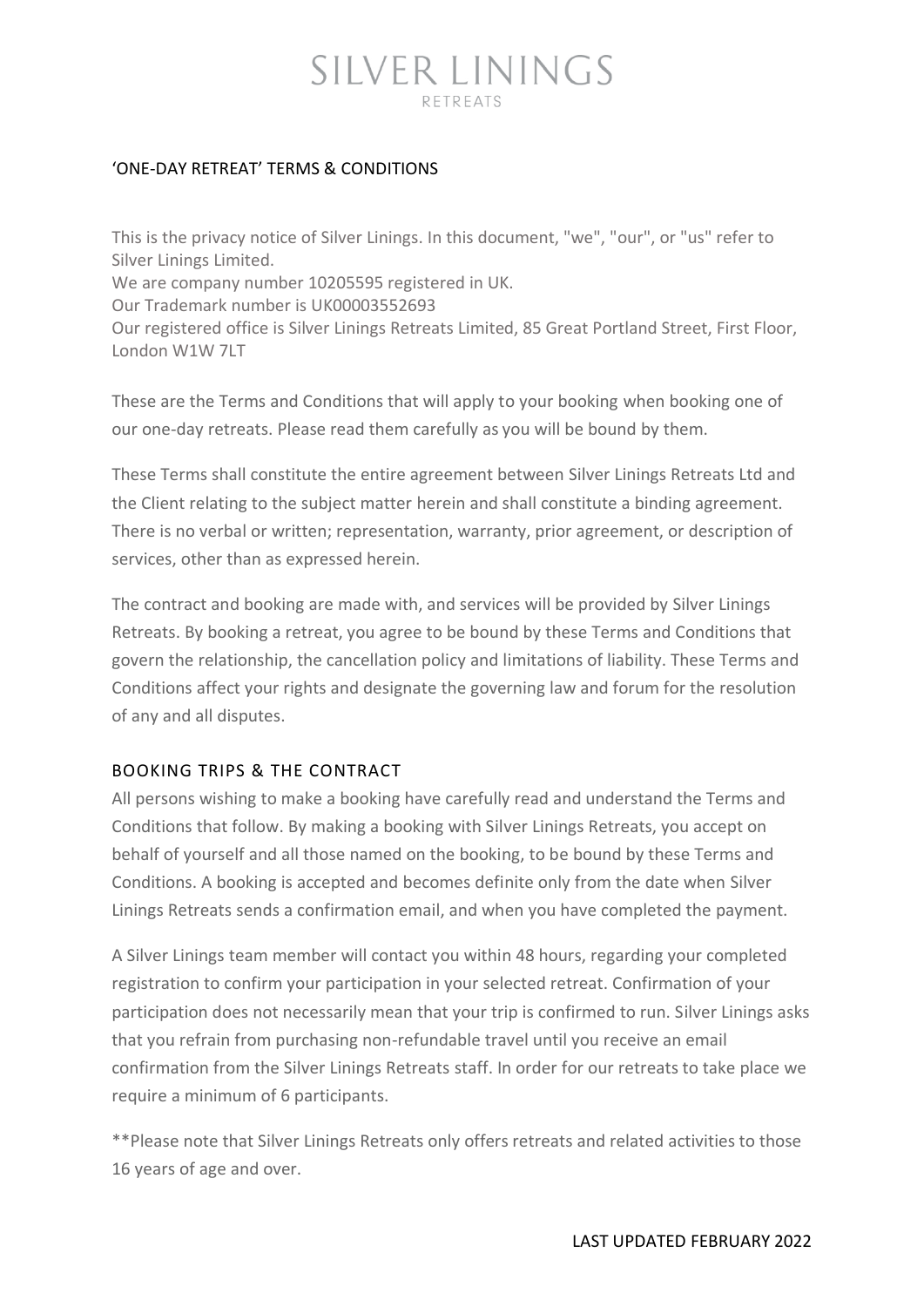# SILVER LININGS
RETREATS

## 'ONE-DAY RETREAT' TERMS & CONDITIONS

This is the privacy notice of Silver Linings. In this document, "we", "our", or "us" refer to Silver Linings Limited.
We are company number 10205595 registered in UK.
Our Trademark number is UK00003552693
Our registered office is Silver Linings Retreats Limited, 85 Great Portland Street, First Floor, London W1W 7LT

These are the Terms and Conditions that will apply to your booking when booking one of our one-day retreats. Please read them carefully as you will be bound by them.

These Terms shall constitute the entire agreement between Silver Linings Retreats Ltd and the Client relating to the subject matter herein and shall constitute a binding agreement. There is no verbal or written; representation, warranty, prior agreement, or description of services, other than as expressed herein.

The contract and booking are made with, and services will be provided by Silver Linings Retreats. By booking a retreat, you agree to be bound by these Terms and Conditions that govern the relationship, the cancellation policy and limitations of liability. These Terms and Conditions affect your rights and designate the governing law and forum for the resolution of any and all disputes.

## BOOKING TRIPS & THE CONTRACT

All persons wishing to make a booking have carefully read and understand the Terms and Conditions that follow. By making a booking with Silver Linings Retreats, you accept on behalf of yourself and all those named on the booking, to be bound by these Terms and Conditions. A booking is accepted and becomes definite only from the date when Silver Linings Retreats sends a confirmation email, and when you have completed the payment.

A Silver Linings team member will contact you within 48 hours, regarding your completed registration to confirm your participation in your selected retreat. Confirmation of your participation does not necessarily mean that your trip is confirmed to run. Silver Linings asks that you refrain from purchasing non-refundable travel until you receive an email confirmation from the Silver Linings Retreats staff. In order for our retreats to take place we require a minimum of 6 participants.

**Please note that Silver Linings Retreats only offers retreats and related activities to those 16 years of age and over.

LAST UPDATED FEBRUARY 2022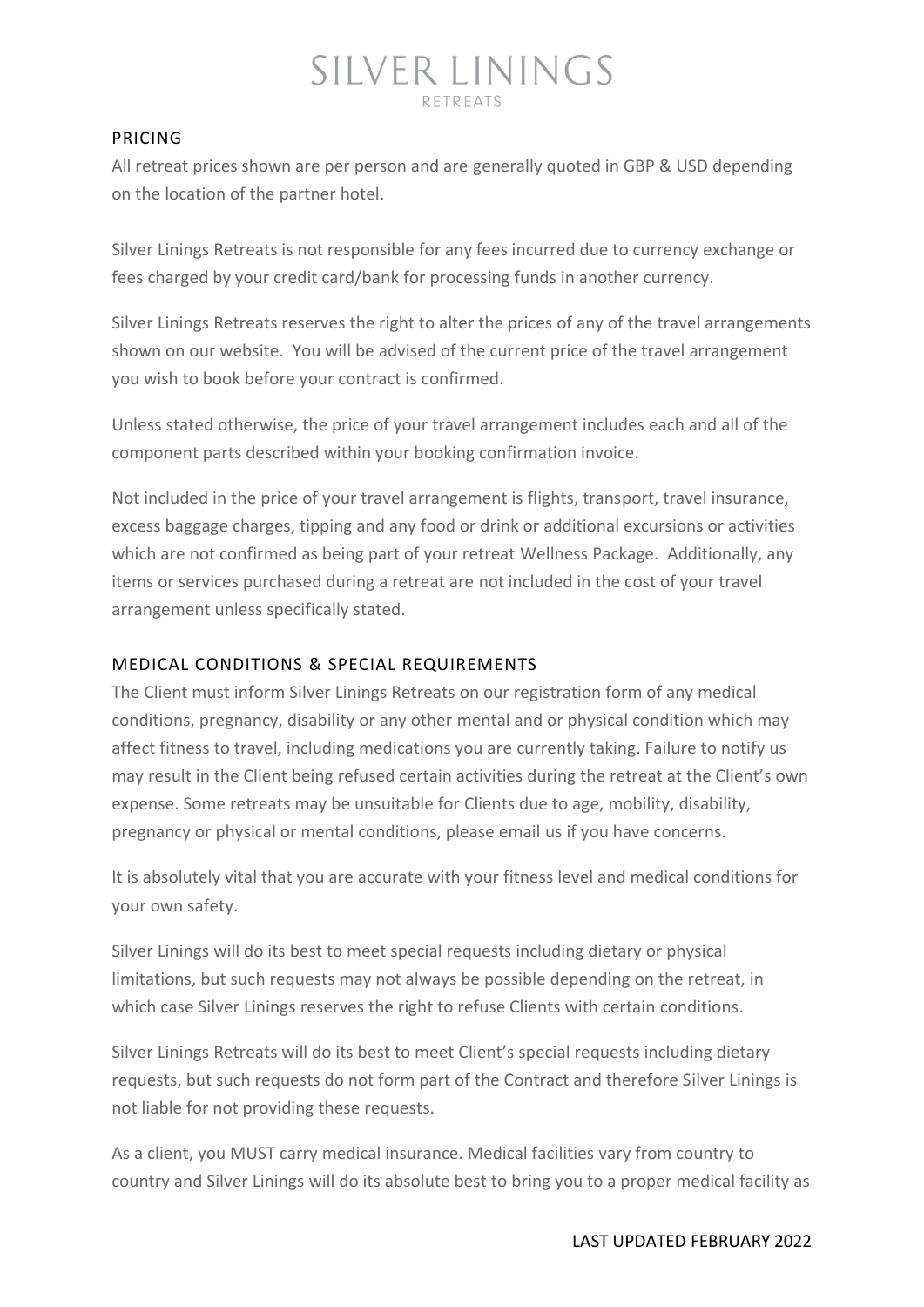## PRICING

All retreat prices shown are per person and are generally quoted in GBP & USD depending on the location of the partner hotel.

Silver Linings Retreats is not responsible for any fees incurred due to currency exchange or fees charged by your credit card/bank for processing funds in another currency.

Silver Linings Retreats reserves the right to alter the prices of any of the travel arrangements shown on our website. You will be advised of the current price of the travel arrangement you wish to book before your contract is confirmed.

Unless stated otherwise, the price of your travel arrangement includes each and all of the component parts described within your booking confirmation invoice.

Not included in the price of your travel arrangement is flights, transport, travel insurance, excess baggage charges, tipping and any food or drink or additional excursions or activities which are not confirmed as being part of your retreat Wellness Package. Additionally, any items or services purchased during a retreat are not included in the cost of your travel arrangement unless specifically stated.

## MEDICAL CONDITIONS & SPECIAL REQUIREMENTS

The Client must inform Silver Linings Retreats on our registration form of any medical conditions, pregnancy, disability or any other mental and or physical condition which may affect fitness to travel, including medications you are currently taking. Failure to notify us may result in the Client being refused certain activities during the retreat at the Client's own expense. Some retreats may be unsuitable for Clients due to age, mobility, disability, pregnancy or physical or mental conditions, please email us if you have concerns.

It is absolutely vital that you are accurate with your fitness level and medical conditions for your own safety.

Silver Linings will do its best to meet special requests including dietary or physical limitations, but such requests may not always be possible depending on the retreat, in which case Silver Linings reserves the right to refuse Clients with certain conditions.

Silver Linings Retreats will do its best to meet Client's special requests including dietary requests, but such requests do not form part of the Contract and therefore Silver Linings is not liable for not providing these requests.

As a client, you MUST carry medical insurance. Medical facilities vary from country to country and Silver Linings will do its absolute best to bring you to a proper medical facility as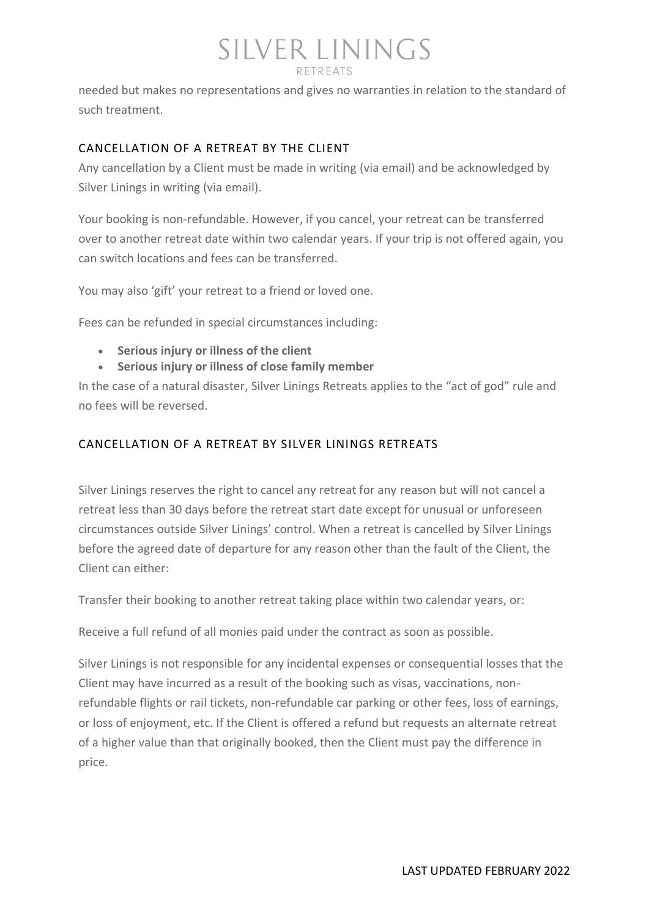needed but makes no representations and gives no warranties in relation to the standard of such treatment.

## CANCELLATION OF A RETREAT BY THE CLIENT

Any cancellation by a Client must be made in writing (via email) and be acknowledged by Silver Linings in writing (via email).

Your booking is non-refundable. However, if you cancel, your retreat can be transferred over to another retreat date within two calendar years. If your trip is not offered again, you can switch locations and fees can be transferred.

You may also 'gift' your retreat to a friend or loved one.

Fees can be refunded in special circumstances including:

- **Serious injury or illness of the client**
- **Serious injury or illness of close family member**

In the case of a natural disaster, Silver Linings Retreats applies to the "act of god" rule and no fees will be reversed.

## CANCELLATION OF A RETREAT BY SILVER LININGS RETREATS

Silver Linings reserves the right to cancel any retreat for any reason but will not cancel a retreat less than 30 days before the retreat start date except for unusual or unforeseen circumstances outside Silver Linings' control. When a retreat is cancelled by Silver Linings before the agreed date of departure for any reason other than the fault of the Client, the Client can either:

Transfer their booking to another retreat taking place within two calendar years, or:

Receive a full refund of all monies paid under the contract as soon as possible.

Silver Linings is not responsible for any incidental expenses or consequential losses that the Client may have incurred as a result of the booking such as visas, vaccinations, non-refundable flights or rail tickets, non-refundable car parking or other fees, loss of earnings, or loss of enjoyment, etc. If the Client is offered a refund but requests an alternate retreat of a higher value than that originally booked, then the Client must pay the difference in price.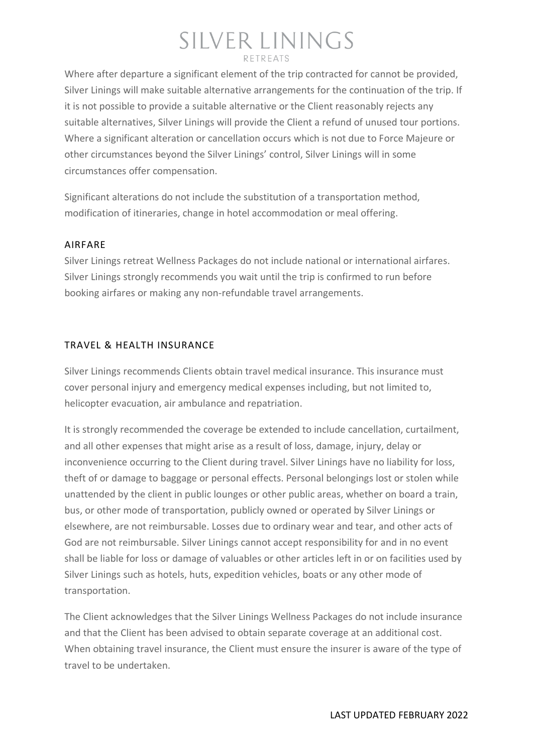Where after departure a significant element of the trip contracted for cannot be provided, Silver Linings will make suitable alternative arrangements for the continuation of the trip. If it is not possible to provide a suitable alternative or the Client reasonably rejects any suitable alternatives, Silver Linings will provide the Client a refund of unused tour portions. Where a significant alteration or cancellation occurs which is not due to Force Majeure or other circumstances beyond the Silver Linings' control, Silver Linings will in some circumstances offer compensation.

Significant alterations do not include the substitution of a transportation method, modification of itineraries, change in hotel accommodation or meal offering.

## AIRFARE

Silver Linings retreat Wellness Packages do not include national or international airfares. Silver Linings strongly recommends you wait until the trip is confirmed to run before booking airfares or making any non-refundable travel arrangements.

## TRAVEL & HEALTH INSURANCE

Silver Linings recommends Clients obtain travel medical insurance. This insurance must cover personal injury and emergency medical expenses including, but not limited to, helicopter evacuation, air ambulance and repatriation.

It is strongly recommended the coverage be extended to include cancellation, curtailment, and all other expenses that might arise as a result of loss, damage, injury, delay or inconvenience occurring to the Client during travel. Silver Linings have no liability for loss, theft of or damage to baggage or personal effects. Personal belongings lost or stolen while unattended by the client in public lounges or other public areas, whether on board a train, bus, or other mode of transportation, publicly owned or operated by Silver Linings or elsewhere, are not reimbursable. Losses due to ordinary wear and tear, and other acts of God are not reimbursable. Silver Linings cannot accept responsibility for and in no event shall be liable for loss or damage of valuables or other articles left in or on facilities used by Silver Linings such as hotels, huts, expedition vehicles, boats or any other mode of transportation.

The Client acknowledges that the Silver Linings Wellness Packages do not include insurance and that the Client has been advised to obtain separate coverage at an additional cost. When obtaining travel insurance, the Client must ensure the insurer is aware of the type of travel to be undertaken.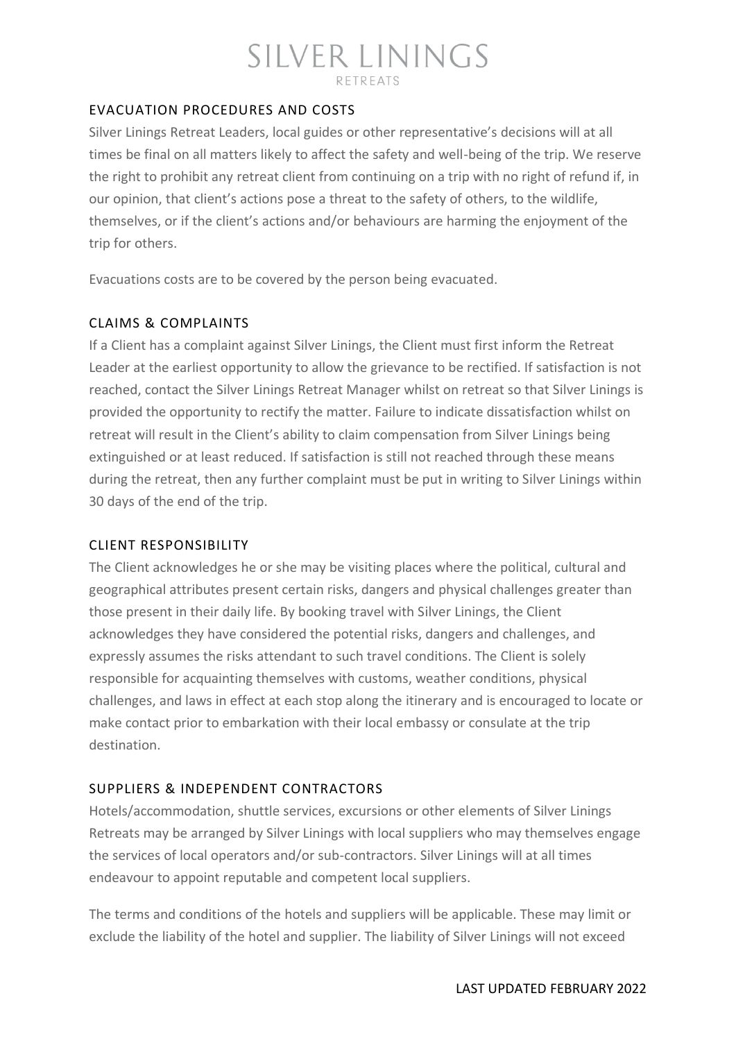## EVACUATION PROCEDURES AND COSTS

Silver Linings Retreat Leaders, local guides or other representative's decisions will at all times be final on all matters likely to affect the safety and well-being of the trip. We reserve the right to prohibit any retreat client from continuing on a trip with no right of refund if, in our opinion, that client's actions pose a threat to the safety of others, to the wildlife, themselves, or if the client's actions and/or behaviours are harming the enjoyment of the trip for others.

Evacuations costs are to be covered by the person being evacuated.

## CLAIMS & COMPLAINTS

If a Client has a complaint against Silver Linings, the Client must first inform the Retreat Leader at the earliest opportunity to allow the grievance to be rectified. If satisfaction is not reached, contact the Silver Linings Retreat Manager whilst on retreat so that Silver Linings is provided the opportunity to rectify the matter. Failure to indicate dissatisfaction whilst on retreat will result in the Client's ability to claim compensation from Silver Linings being extinguished or at least reduced. If satisfaction is still not reached through these means during the retreat, then any further complaint must be put in writing to Silver Linings within 30 days of the end of the trip.

## CLIENT RESPONSIBILITY

The Client acknowledges he or she may be visiting places where the political, cultural and geographical attributes present certain risks, dangers and physical challenges greater than those present in their daily life. By booking travel with Silver Linings, the Client acknowledges they have considered the potential risks, dangers and challenges, and expressly assumes the risks attendant to such travel conditions. The Client is solely responsible for acquainting themselves with customs, weather conditions, physical challenges, and laws in effect at each stop along the itinerary and is encouraged to locate or make contact prior to embarkation with their local embassy or consulate at the trip destination.

## SUPPLIERS & INDEPENDENT CONTRACTORS

Hotels/accommodation, shuttle services, excursions or other elements of Silver Linings Retreats may be arranged by Silver Linings with local suppliers who may themselves engage the services of local operators and/or sub-contractors. Silver Linings will at all times endeavour to appoint reputable and competent local suppliers.

The terms and conditions of the hotels and suppliers will be applicable. These may limit or exclude the liability of the hotel and supplier. The liability of Silver Linings will not exceed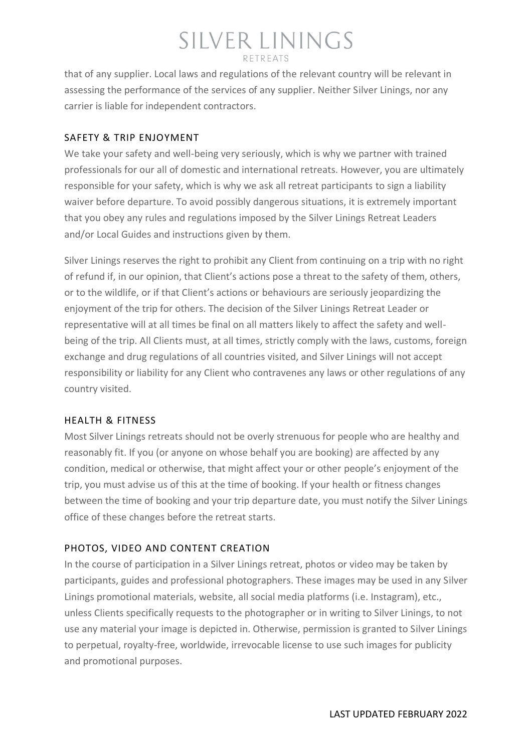that of any supplier. Local laws and regulations of the relevant country will be relevant in assessing the performance of the services of any supplier. Neither Silver Linings, nor any carrier is liable for independent contractors.

## SAFETY & TRIP ENJOYMENT

We take your safety and well-being very seriously, which is why we partner with trained professionals for our all of domestic and international retreats. However, you are ultimately responsible for your safety, which is why we ask all retreat participants to sign a liability waiver before departure. To avoid possibly dangerous situations, it is extremely important that you obey any rules and regulations imposed by the Silver Linings Retreat Leaders and/or Local Guides and instructions given by them.

Silver Linings reserves the right to prohibit any Client from continuing on a trip with no right of refund if, in our opinion, that Client's actions pose a threat to the safety of them, others, or to the wildlife, or if that Client's actions or behaviours are seriously jeopardizing the enjoyment of the trip for others. The decision of the Silver Linings Retreat Leader or representative will at all times be final on all matters likely to affect the safety and well-being of the trip. All Clients must, at all times, strictly comply with the laws, customs, foreign exchange and drug regulations of all countries visited, and Silver Linings will not accept responsibility or liability for any Client who contravenes any laws or other regulations of any country visited.

## HEALTH & FITNESS

Most Silver Linings retreats should not be overly strenuous for people who are healthy and reasonably fit. If you (or anyone on whose behalf you are booking) are affected by any condition, medical or otherwise, that might affect your or other people's enjoyment of the trip, you must advise us of this at the time of booking. If your health or fitness changes between the time of booking and your trip departure date, you must notify the Silver Linings office of these changes before the retreat starts.

## PHOTOS, VIDEO AND CONTENT CREATION

In the course of participation in a Silver Linings retreat, photos or video may be taken by participants, guides and professional photographers. These images may be used in any Silver Linings promotional materials, website, all social media platforms (i.e. Instagram), etc., unless Clients specifically requests to the photographer or in writing to Silver Linings, to not use any material your image is depicted in. Otherwise, permission is granted to Silver Linings to perpetual, royalty-free, worldwide, irrevocable license to use such images for publicity and promotional purposes.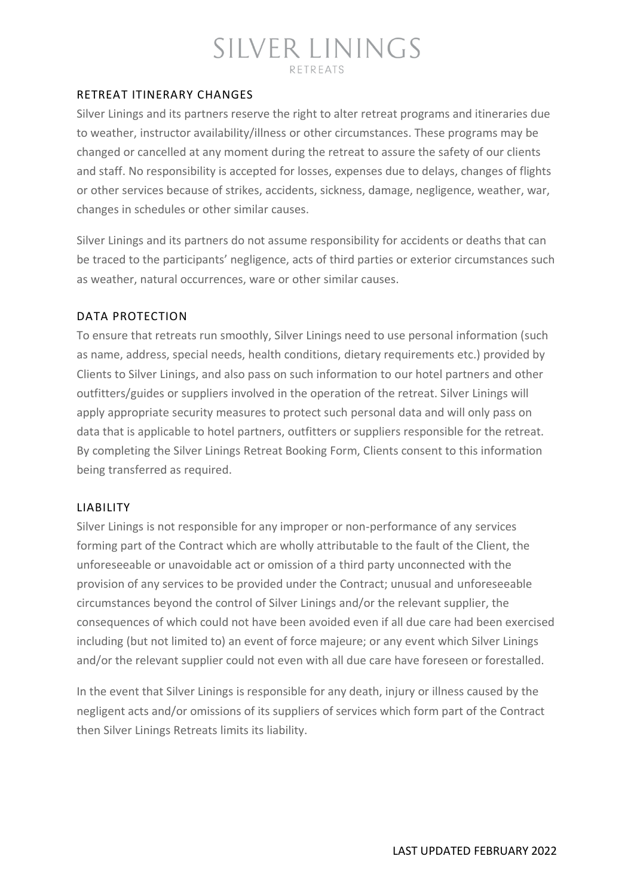## RETREAT ITINERARY CHANGES

Silver Linings and its partners reserve the right to alter retreat programs and itineraries due to weather, instructor availability/illness or other circumstances. These programs may be changed or cancelled at any moment during the retreat to assure the safety of our clients and staff. No responsibility is accepted for losses, expenses due to delays, changes of flights or other services because of strikes, accidents, sickness, damage, negligence, weather, war, changes in schedules or other similar causes.

Silver Linings and its partners do not assume responsibility for accidents or deaths that can be traced to the participants' negligence, acts of third parties or exterior circumstances such as weather, natural occurrences, ware or other similar causes.

## DATA PROTECTION

To ensure that retreats run smoothly, Silver Linings need to use personal information (such as name, address, special needs, health conditions, dietary requirements etc.) provided by Clients to Silver Linings, and also pass on such information to our hotel partners and other outfitters/guides or suppliers involved in the operation of the retreat. Silver Linings will apply appropriate security measures to protect such personal data and will only pass on data that is applicable to hotel partners, outfitters or suppliers responsible for the retreat. By completing the Silver Linings Retreat Booking Form, Clients consent to this information being transferred as required.

## LIABILITY

Silver Linings is not responsible for any improper or non-performance of any services forming part of the Contract which are wholly attributable to the fault of the Client, the unforeseeable or unavoidable act or omission of a third party unconnected with the provision of any services to be provided under the Contract; unusual and unforeseeable circumstances beyond the control of Silver Linings and/or the relevant supplier, the consequences of which could not have been avoided even if all due care had been exercised including (but not limited to) an event of force majeure; or any event which Silver Linings and/or the relevant supplier could not even with all due care have foreseen or forestalled.

In the event that Silver Linings is responsible for any death, injury or illness caused by the negligent acts and/or omissions of its suppliers of services which form part of the Contract then Silver Linings Retreats limits its liability.

LAST UPDATED FEBRUARY 2022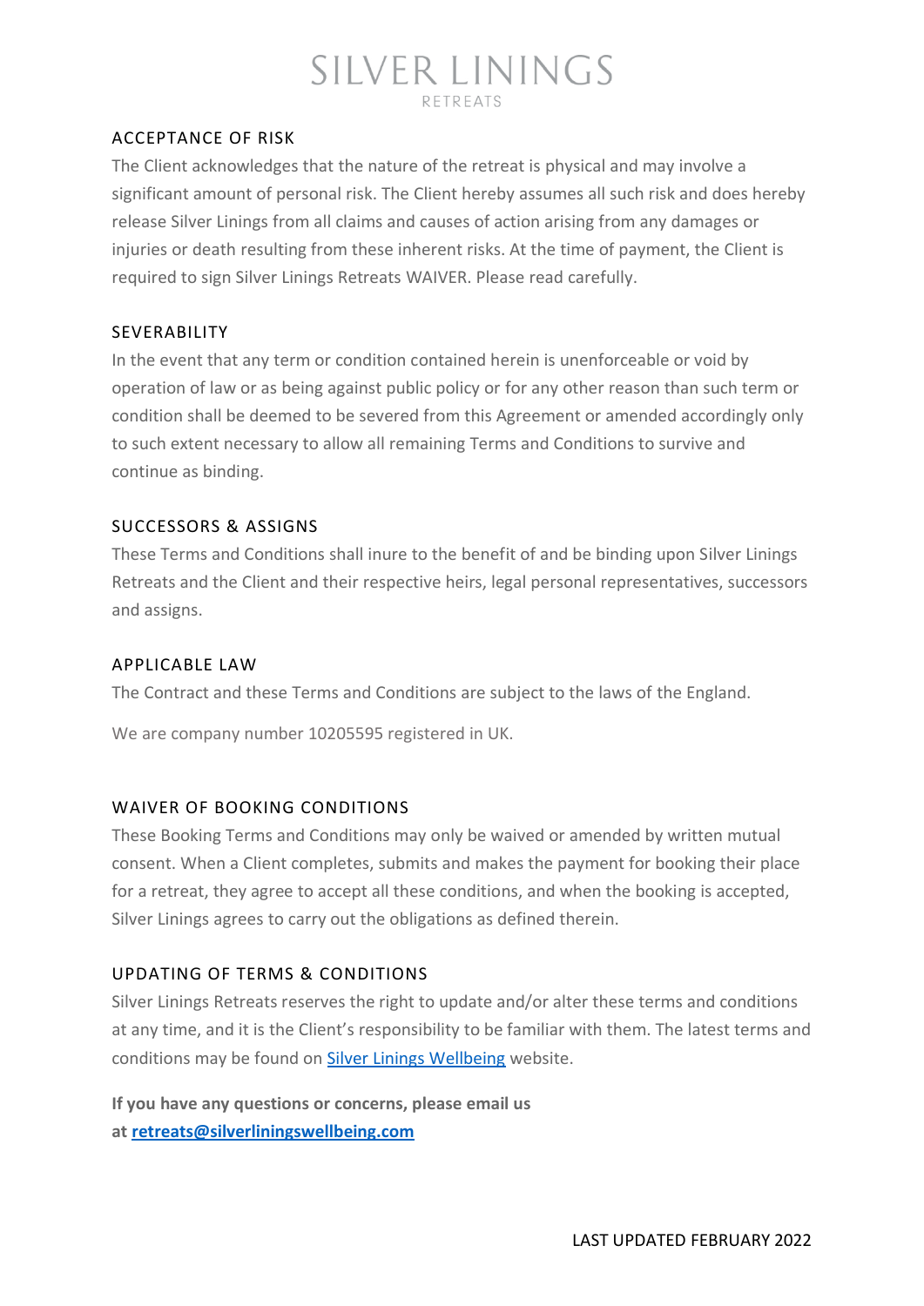## ACCEPTANCE OF RISK

The Client acknowledges that the nature of the retreat is physical and may involve a significant amount of personal risk. The Client hereby assumes all such risk and does hereby release Silver Linings from all claims and causes of action arising from any damages or injuries or death resulting from these inherent risks. At the time of payment, the Client is required to sign Silver Linings Retreats WAIVER. Please read carefully.

## SEVERABILITY

In the event that any term or condition contained herein is unenforceable or void by operation of law or as being against public policy or for any other reason than such term or condition shall be deemed to be severed from this Agreement or amended accordingly only to such extent necessary to allow all remaining Terms and Conditions to survive and continue as binding.

## SUCCESSORS & ASSIGNS

These Terms and Conditions shall inure to the benefit of and be binding upon Silver Linings Retreats and the Client and their respective heirs, legal personal representatives, successors and assigns.

## APPLICABLE LAW

The Contract and these Terms and Conditions are subject to the laws of the England.

We are company number 10205595 registered in UK.

## WAIVER OF BOOKING CONDITIONS

These Booking Terms and Conditions may only be waived or amended by written mutual consent. When a Client completes, submits and makes the payment for booking their place for a retreat, they agree to accept all these conditions, and when the booking is accepted, Silver Linings agrees to carry out the obligations as defined therein.

## UPDATING OF TERMS & CONDITIONS

Silver Linings Retreats reserves the right to update and/or alter these terms and conditions at any time, and it is the Client's responsibility to be familiar with them. The latest terms and conditions may be found on Silver Linings Wellbeing website.

**If you have any questions or concerns, please email us at retreats@silverliningswellbeing.com**

LAST UPDATED FEBRUARY 2022